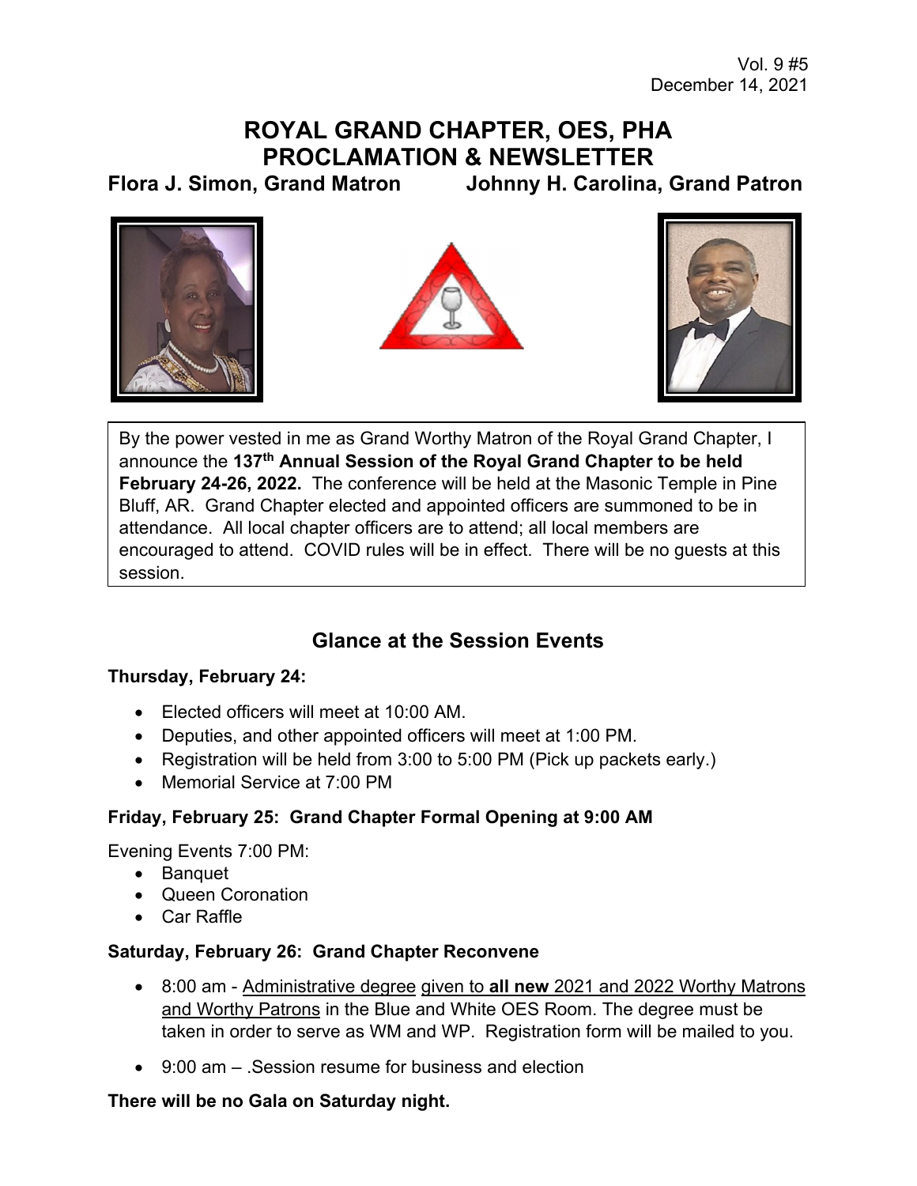Vol. 9 #5
December 14, 2021

# ROYAL GRAND CHAPTER, OES, PHA
# PROCLAMATION & NEWSLETTER

**Flora J. Simon, Grand Matron** **Johnny H. Carolina, Grand Patron**

By the power vested in me as Grand Worthy Matron of the Royal Grand Chapter, I announce the **137th Annual Session of the Royal Grand Chapter to be held February 24-26, 2022.** The conference will be held at the Masonic Temple in Pine Bluff, AR. Grand Chapter elected and appointed officers are summoned to be in attendance. All local chapter officers are to attend; all local members are encouraged to attend. COVID rules will be in effect. There will be no guests at this session.

## Glance at the Session Events

**Thursday, February 24:**

- Elected officers will meet at 10:00 AM.
- Deputies, and other appointed officers will meet at 1:00 PM.
- Registration will be held from 3:00 to 5:00 PM (Pick up packets early.)
- Memorial Service at 7:00 PM

**Friday, February 25: Grand Chapter Formal Opening at 9:00 AM**

Evening Events 7:00 PM:

- Banquet
- Queen Coronation
- Car Raffle

**Saturday, February 26: Grand Chapter Reconvene**

- 8:00 am - Administrative degree given to **all new** 2021 and 2022 Worthy Matrons and Worthy Patrons in the Blue and White OES Room. The degree must be taken in order to serve as WM and WP. Registration form will be mailed to you.
- 9:00 am – .Session resume for business and election

**There will be no Gala on Saturday night.**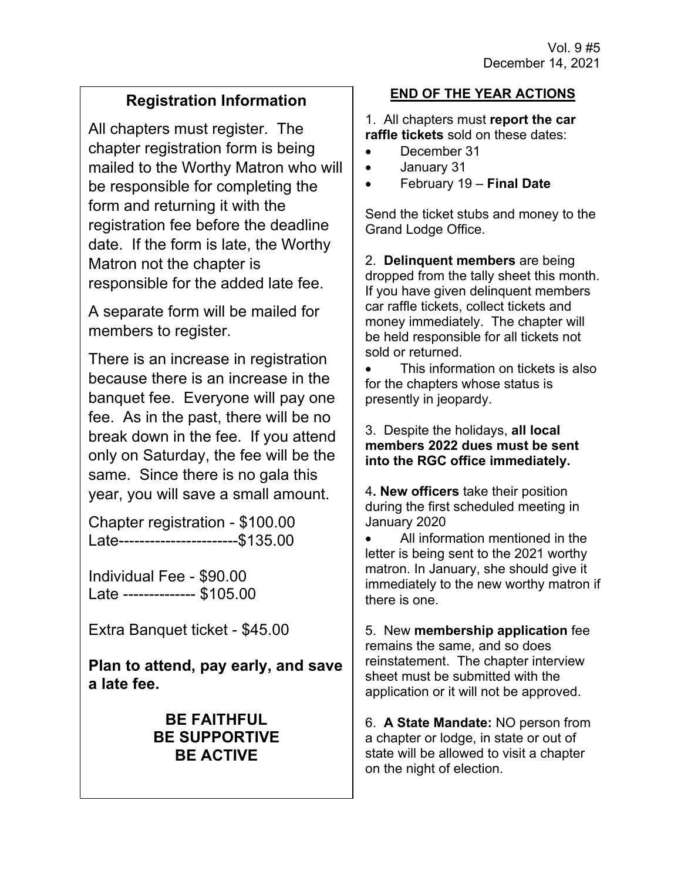Vol. 9 #5
December 14, 2021

## Registration Information

All chapters must register. The chapter registration form is being mailed to the Worthy Matron who will be responsible for completing the form and returning it with the registration fee before the deadline date. If the form is late, the Worthy Matron not the chapter is responsible for the added late fee.

A separate form will be mailed for members to register.

There is an increase in registration because there is an increase in the banquet fee. Everyone will pay one fee. As in the past, there will be no break down in the fee. If you attend only on Saturday, the fee will be the same. Since there is no gala this year, you will save a small amount.

Chapter registration - $100.00
Late-----------------------$135.00

Individual Fee - $90.00
Late -------------- $105.00

Extra Banquet ticket - $45.00

**Plan to attend, pay early, and save a late fee.**

**BE FAITHFUL**
**BE SUPPORTIVE**
**BE ACTIVE**

## END OF THE YEAR ACTIONS

1. All chapters must **report the car raffle tickets** sold on these dates:
   - December 31
   - January 31
   - February 19 – **Final Date**

Send the ticket stubs and money to the Grand Lodge Office.

2. **Delinquent members** are being dropped from the tally sheet this month. If you have given delinquent members car raffle tickets, collect tickets and money immediately. The chapter will be held responsible for all tickets not sold or returned.
   - This information on tickets is also for the chapters whose status is presently in jeopardy.

3. Despite the holidays, **all local members 2022 dues must be sent into the RGC office immediately.**

4**. New officers** take their position during the first scheduled meeting in January 2020
   - All information mentioned in the letter is being sent to the 2021 worthy matron. In January, she should give it immediately to the new worthy matron if there is one.

5. New **membership application** fee remains the same, and so does reinstatement. The chapter interview sheet must be submitted with the application or it will not be approved.

6. **A State Mandate:** NO person from a chapter or lodge, in state or out of state will be allowed to visit a chapter on the night of election.